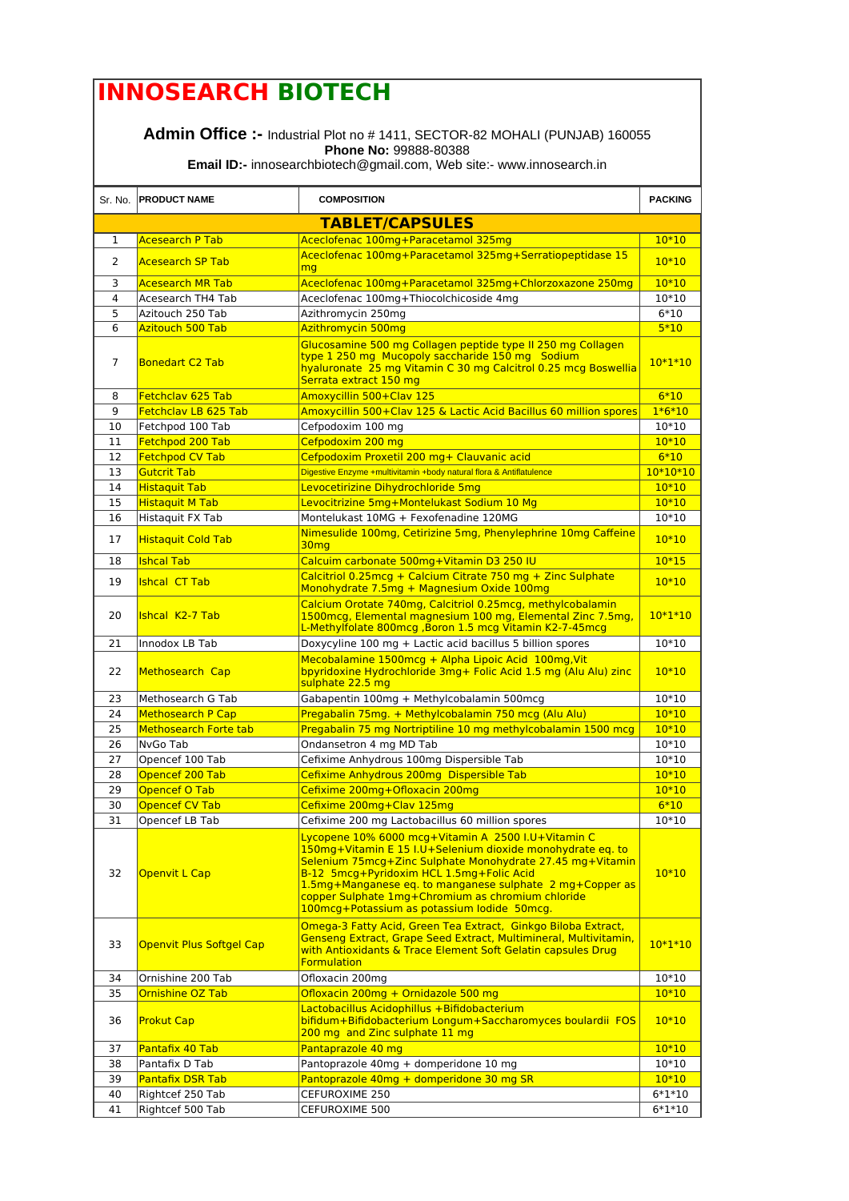# INNOSEARCH BIOTECH

**Admin Office :-** Industrial Plot no # 1411, SECTOR-82 MOHALI (PUNJAB) 160055
**Phone No:** 99888-80388
**Email ID:-** innosearchbiotech@gmail.com, Web site:- www.innosearch.in

| Sr. No. | PRODUCT NAME | COMPOSITION | PACKING |
|---|---|---|---|
| | | **TABLET/CAPSULES** | |
| 1 | Acesearch P Tab | Aceclofenac 100mg+Paracetamol 325mg | 10*10 |
| 2 | Acesearch SP Tab | Aceclofenac 100mg+Paracetamol 325mg+Serratiopeptidase 15 mg | 10*10 |
| 3 | Acesearch MR Tab | Aceclofenac 100mg+Paracetamol 325mg+Chlorzoxazone 250mg | 10*10 |
| 4 | Acesearch TH4 Tab | Aceclofenac 100mg+Thiocolchicoside 4mg | 10*10 |
| 5 | Azitouch 250 Tab | Azithromycin 250mg | 6*10 |
| 6 | Azitouch 500 Tab | Azithromycin 500mg | 5*10 |
| 7 | Bonedart C2 Tab | Glucosamine 500 mg Collagen peptide type II 250 mg Collagen type 1 250 mg Mucopoly saccharide 150 mg Sodium hyaluronate 25 mg Vitamin C 30 mg Calcitrol 0.25 mcg Boswellia Serrata extract 150 mg | 10*1*10 |
| 8 | Fetchclav 625 Tab | Amoxycillin 500+Clav 125 | 6*10 |
| 9 | Fetchclav LB 625 Tab | Amoxycillin 500+Clav 125 & Lactic Acid Bacillus 60 million spores | 1*6*10 |
| 10 | Fetchpod 100 Tab | Cefpodoxim 100 mg | 10*10 |
| 11 | Fetchpod 200 Tab | Cefpodoxim 200 mg | 10*10 |
| 12 | Fetchpod CV Tab | Cefpodoxim Proxetil 200 mg+ Clauvanic acid | 6*10 |
| 13 | Gutcrit Tab | Digestive Enzyme +multivitamin +body natural flora & Antiflatulence | 10*10*10 |
| 14 | Histaquit Tab | Levocetirizine Dihydrochloride 5mg | 10*10 |
| 15 | Histaquit M Tab | Levocitrizine 5mg+Montelukast Sodium 10 Mg | 10*10 |
| 16 | Histaquit FX Tab | Montelukast 10MG + Fexofenadine 120MG | 10*10 |
| 17 | Histaquit Cold Tab | Nimesulide 100mg, Cetirizine 5mg, Phenylephrine 10mg Caffeine 30mg | 10*10 |
| 18 | Ishcal Tab | Calcuim carbonate 500mg+Vitamin D3 250 IU | 10*15 |
| 19 | Ishcal CT Tab | Calcitriol 0.25mcg + Calcium Citrate 750 mg + Zinc Sulphate Monohydrate 7.5mg + Magnesium Oxide 100mg | 10*10 |
| 20 | Ishcal K2-7 Tab | Calcium Orotate 740mg, Calcitriol 0.25mcg, methylcobalamin 1500mcg, Elemental magnesium 100 mg, Elemental Zinc 7.5mg, L-Methylfolate 800mcg ,Boron 1.5 mcg Vitamin K2-7-45mcg | 10*1*10 |
| 21 | Innodox LB Tab | Doxycyline 100 mg + Lactic acid bacillus 5 billion spores | 10*10 |
| 22 | Methosearch Cap | Mecobalamine 1500mcg + Alpha Lipoic Acid 100mg,Vit bpyridoxine Hydrochloride 3mg+ Folic Acid 1.5 mg (Alu Alu) zinc sulphate 22.5 mg | 10*10 |
| 23 | Methosearch G Tab | Gabapentin 100mg + Methylcobalamin 500mcg | 10*10 |
| 24 | Methosearch P Cap | Pregabalin 75mg. + Methylcobalamin 750 mcg (Alu Alu) | 10*10 |
| 25 | Methosearch Forte tab | Pregabalin 75 mg Nortriptiline 10 mg methylcobalamin 1500 mcg | 10*10 |
| 26 | NvGo Tab | Ondansetron 4 mg MD Tab | 10*10 |
| 27 | Opencef 100 Tab | Cefixime Anhydrous 100mg Dispersible Tab | 10*10 |
| 28 | Opencef 200 Tab | Cefixime Anhydrous 200mg Dispersible Tab | 10*10 |
| 29 | Opencef O Tab | Cefixime 200mg+Ofloxacin 200mg | 10*10 |
| 30 | Opencef CV Tab | Cefixime 200mg+Clav 125mg | 6*10 |
| 31 | Opencef LB Tab | Cefixime 200 mg Lactobacillus 60 million spores | 10*10 |
| 32 | Openvit L Cap | Lycopene 10% 6000 mcg+Vitamin A 2500 I.U+Vitamin C 150mg+Vitamin E 15 I.U+Selenium dioxide monohydrate eq. to Selenium 75mcg+Zinc Sulphate Monohydrate 27.45 mg+Vitamin B-12 5mcg+Pyridoxim HCL 1.5mg+Folic Acid 1.5mg+Manganese eq. to manganese sulphate 2 mg+Copper as copper Sulphate 1mg+Chromium as chromium chloride 100mcg+Potassium as potassium Iodide 50mcg. | 10*10 |
| 33 | Openvit Plus Softgel Cap | Omega-3 Fatty Acid, Green Tea Extract, Ginkgo Biloba Extract, Genseng Extract, Grape Seed Extract, Multimineral, Multivitamin, with Antioxidants & Trace Element Soft Gelatin capsules Drug Formulation | 10*1*10 |
| 34 | Ornishine 200 Tab | Ofloxacin 200mg | 10*10 |
| 35 | Ornishine OZ Tab | Ofloxacin 200mg + Ornidazole 500 mg | 10*10 |
| 36 | Prokut Cap | Lactobacillus Acidophillus +Bifidobacterium bifidum+Bifidobacterium Longum+Saccharomyces boulardii FOS 200 mg and Zinc sulphate 11 mg | 10*10 |
| 37 | Pantafix 40 Tab | Pantaprazole 40 mg | 10*10 |
| 38 | Pantafix D Tab | Pantoprazole 40mg + domperidone 10 mg | 10*10 |
| 39 | Pantafix DSR Tab | Pantoprazole 40mg + domperidone 30 mg SR | 10*10 |
| 40 | Rightcef 250 Tab | CEFUROXIME 250 | 6*1*10 |
| 41 | Rightcef 500 Tab | CEFUROXIME 500 | 6*1*10 |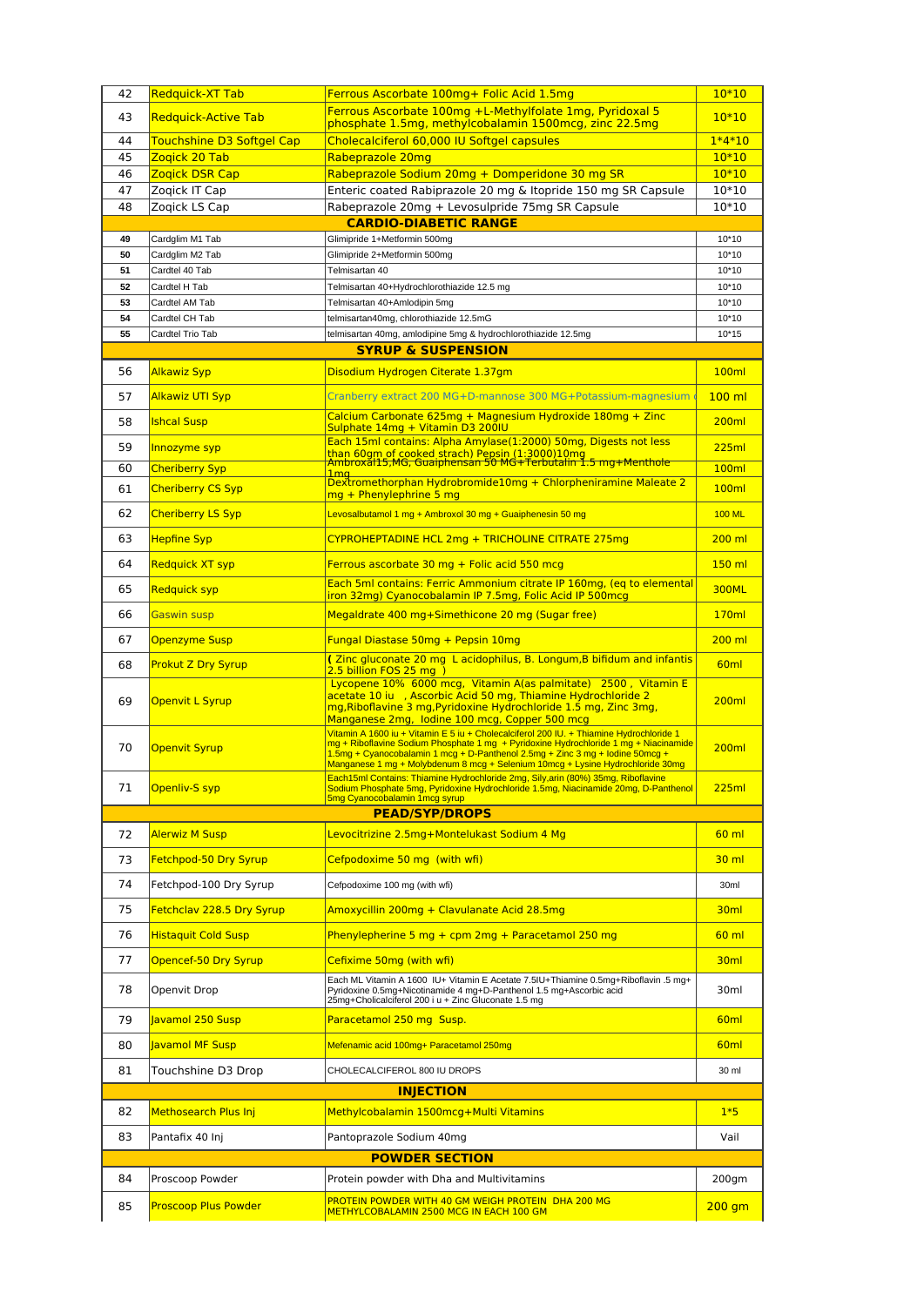| | | | |
|---|---|---|---|
| 42 | Redquick-XT Tab | Ferrous Ascorbate 100mg+ Folic Acid 1.5mg | 10*10 |
| 43 | Redquick-Active Tab | Ferrous Ascorbate 100mg +L-Methylfolate 1mg, Pyridoxal 5 phosphate 1.5mg, methylcobalamin 1500mcg, zinc 22.5mg | 10*10 |
| 44 | Touchshine D3 Softgel Cap | Cholecalciferol 60,000 IU Softgel capsules | 1*4*10 |
| 45 | Zoqick 20 Tab | Rabeprazole 20mg | 10*10 |
| 46 | Zoqick DSR Cap | Rabeprazole Sodium 20mg + Domperidone 30 mg SR | 10*10 |
| 47 | Zoqick IT Cap | Enteric coated Rabiprazole 20 mg & Itopride 150 mg SR Capsule | 10*10 |
| 48 | Zoqick LS Cap | Rabeprazole 20mg + Levosulpride 75mg SR Capsule | 10*10 |
| | | **CARDIO-DIABETIC RANGE** | |
| 49 | Cardglim M1 Tab | Glimipride 1+Metformin 500mg | 10*10 |
| 50 | Cardglim M2 Tab | Glimipride 2+Metformin 500mg | 10*10 |
| 51 | Cardtel 40 Tab | Telmisartan 40 | 10*10 |
| 52 | Cardtel H Tab | Telmisartan 40+Hydrochlorothiazide 12.5 mg | 10*10 |
| 53 | Cardtel AM Tab | Telmisartan 40+Amlodipin 5mg | 10*10 |
| 54 | Cardtel CH Tab | telmisartan40mg, chlorothiazide 12.5mG | 10*10 |
| 55 | Cardtel Trio Tab | telmisartan 40mg, amlodipine 5mg & hydrochlorothiazide 12.5mg | 10*15 |
| | | **SYRUP & SUSPENSION** | |
| 56 | Alkawiz Syp | Disodium Hydrogen Citerate 1.37gm | 100ml |
| 57 | Alkawiz UTI Syp | Cranberry extract 200 MG+D-mannose 300 MG+Potassium-magnesium | 100 ml |
| 58 | Ishcal Susp | Calcium Carbonate 625mg + Magnesium Hydroxide 180mg + Zinc Sulphate 14mg + Vitamin D3 200IU | 200ml |
| 59 | Innozyme syp | Each 15ml contains: Alpha Amylase(1:2000) 50mg, Digests not less than 60gm of cooked strach) Pepsin (1:3000)10mg | 225ml |
| 60 | Cheriberry Syp | Ambroxal15,MG, Guaiphensan 50 MG+Terbutalin 1.5 mg+Menthole 1mg | 100ml |
| 61 | Cheriberry CS Syp | Dextromethorphan Hydrobromide10mg + Chlorpheniramine Maleate 2 mg + Phenylephrine 5 mg | 100ml |
| 62 | Cheriberry LS Syp | Levosalbutamol 1 mg + Ambroxol 30 mg + Guaiphenesin 50 mg | 100 ML |
| 63 | Hepfine Syp | CYPROHEPTADINE HCL 2mg + TRICHOLINE CITRATE 275mg | 200 ml |
| 64 | Redquick XT syp | Ferrous ascorbate 30 mg + Folic acid 550 mcg | 150 ml |
| 65 | Redquick syp | Each 5ml contains: Ferric Ammonium citrate IP 160mg, (eq to elemental iron 32mg) Cyanocobalamin IP 7.5mg, Folic Acid IP 500mcg | 300ML |
| 66 | Gaswin susp | Megaldrate 400 mg+Simethicone 20 mg (Sugar free) | 170ml |
| 67 | Openzyme Susp | Fungal Diastase 50mg + Pepsin 10mg | 200 ml |
| 68 | Prokut Z Dry Syrup | ( Zinc gluconate 20 mg L acidophilus, B. Longum,B bifidum and infantis 2.5 billion FOS 25 mg ) | 60ml |
| 69 | Openvit L Syrup | Lycopene 10% 6000 mcg, Vitamin A(as palmitate) 2500 , Vitamin E acetate 10 iu , Ascorbic Acid 50 mg, Thiamine Hydrochloride 2 mg,Riboflavine 3 mg,Pyridoxine Hydrochloride 1.5 mg, Zinc 3mg, Manganese 2mg, Iodine 100 mcg, Copper 500 mcg | 200ml |
| 70 | Openvit Syrup | Vitamin A 1600 iu + Vitamin E 5 iu + Cholecalciferol 200 IU. + Thiamine Hydrochloride 1 mg + Riboflavine Sodium Phosphate 1 mg + Pyridoxine Hydrochloride 1 mg + Niacinamide 1.5mg + Cyanocobalamin 1 mcg + D-Panthenol 2.5mg + Zinc 3 mg + Iodine 50mcg + Manganese 1 mg + Molybdenum 8 mcg + Selenium 10mcg + Lysine Hydrochloride 30mg | 200ml |
| 71 | Openliv-S syp | Each15ml Contains: Thiamine Hydrochloride 2mg, Sily,arin (80%) 35mg, Riboflavine Sodium Phosphate 5mg, Pyridoxine Hydrochloride 1.5mg, Niacinamide 20mg, D-Panthenol 5mg Cyanocobalamin 1mcg syrup | 225ml |
| | | **PEAD/SYP/DROPS** | |
| 72 | Alerwiz M Susp | Levocitrizine 2.5mg+Montelukast Sodium 4 Mg | 60 ml |
| 73 | Fetchpod-50 Dry Syrup | Cefpodoxime 50 mg (with wfi) | 30 ml |
| 74 | Fetchpod-100 Dry Syrup | Cefpodoxime 100 mg (with wfi) | 30ml |
| 75 | Fetchclav 228.5 Dry Syrup | Amoxycillin 200mg + Clavulanate Acid 28.5mg | 30ml |
| 76 | Histaquit Cold Susp | Phenylepherine 5 mg + cpm 2mg + Paracetamol 250 mg | 60 ml |
| 77 | Opencef-50 Dry Syrup | Cefixime 50mg (with wfi) | 30ml |
| 78 | Openvit Drop | Each ML Vitamin A 1600 IU+ Vitamin E Acetate 7.5IU+Thiamine 0.5mg+Riboflavin .5 mg+ Pyridoxine 0.5mg+Nicotinamide 4 mg+D-Panthenol 1.5 mg+Ascorbic acid 25mg+Cholicalciferol 200 i u + Zinc Gluconate 1.5 mg | 30ml |
| 79 | Javamol 250 Susp | Paracetamol 250 mg Susp. | 60ml |
| 80 | Javamol MF Susp | Mefenamic acid 100mg+ Paracetamol 250mg | 60ml |
| 81 | Touchshine D3 Drop | CHOLECALCIFEROL 800 IU DROPS | 30 ml |
| | | **INJECTION** | |
| 82 | Methosearch Plus Inj | Methylcobalamin 1500mcg+Multi Vitamins | 1*5 |
| 83 | Pantafix 40 Inj | Pantoprazole Sodium 40mg | Vail |
| | | **POWDER SECTION** | |
| 84 | Proscoop Powder | Protein powder with Dha and Multivitamins | 200gm |
| 85 | Proscoop Plus Powder | PROTEIN POWDER WITH 40 GM WEIGH PROTEIN DHA 200 MG METHYLCOBALAMIN 2500 MCG IN EACH 100 GM | 200 gm |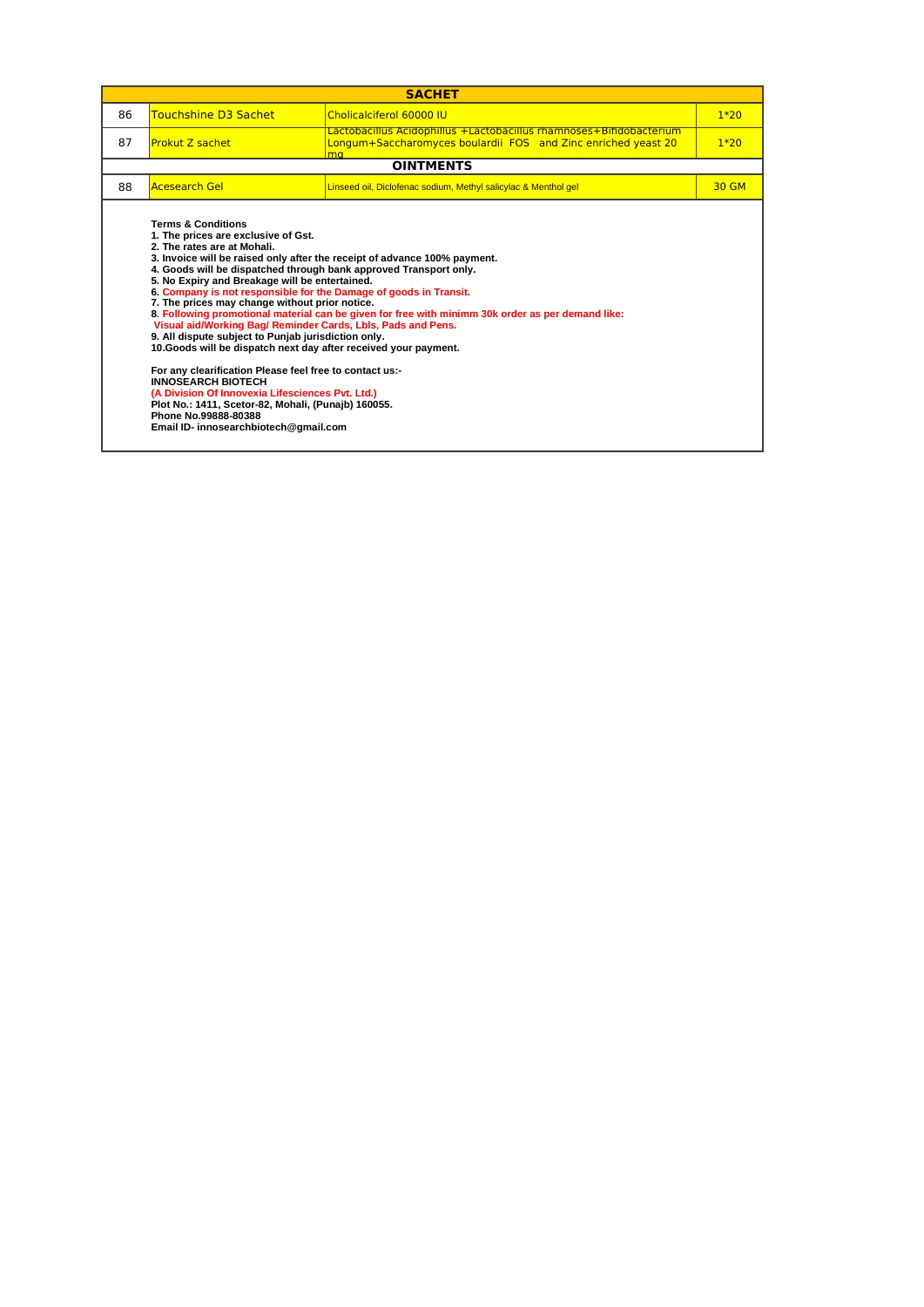| | | | |
|---|---|---|---|
| **SACHET** | | | |
| 86 | Touchshine D3 Sachet | Cholicalciferol 60000 IU | 1*20 |
| 87 | Prokut Z sachet | Lactobacillus Acidophillus +Lactobacillus rhamnoses+Bifidobacterium Longum+Saccharomyces boulardii FOS and Zinc enriched yeast 20 mg | 1*20 |
| **OINTMENTS** | | | |
| 88 | Acesearch Gel | Linseed oil, Diclofenac sodium, Methyl salicylac & Menthol gel | 30 GM |

**Terms & Conditions**

**1. The prices are exclusive of Gst.**
**2. The rates are at Mohali.**
**3. Invoice will be raised only after the receipt of advance 100% payment.**
**4. Goods will be dispatched through bank approved Transport only.**
**5. No Expiry and Breakage will be entertained.**
**6. Company is not responsible for the Damage of goods in Transit.**
**7. The prices may change without prior notice.**
**8. Following promotional material can be given for free with minimm 30k order as per demand like: Visual aid/Working Bag/ Reminder Cards, Lbls, Pads and Pens.**
**9. All dispute subject to Punjab jurisdiction only.**
**10.Goods will be dispatch next day after received your payment.**

**For any clearification Please feel free to contact us:-**
**INNOSEARCH BIOTECH**
**(A Division Of Innovexia Lifesciences Pvt. Ltd.)**
**Plot No.: 1411, Scetor-82, Mohali, (Punajb) 160055.**
**Phone No.99888-80388**
**Email ID- innosearchbiotech@gmail.com**